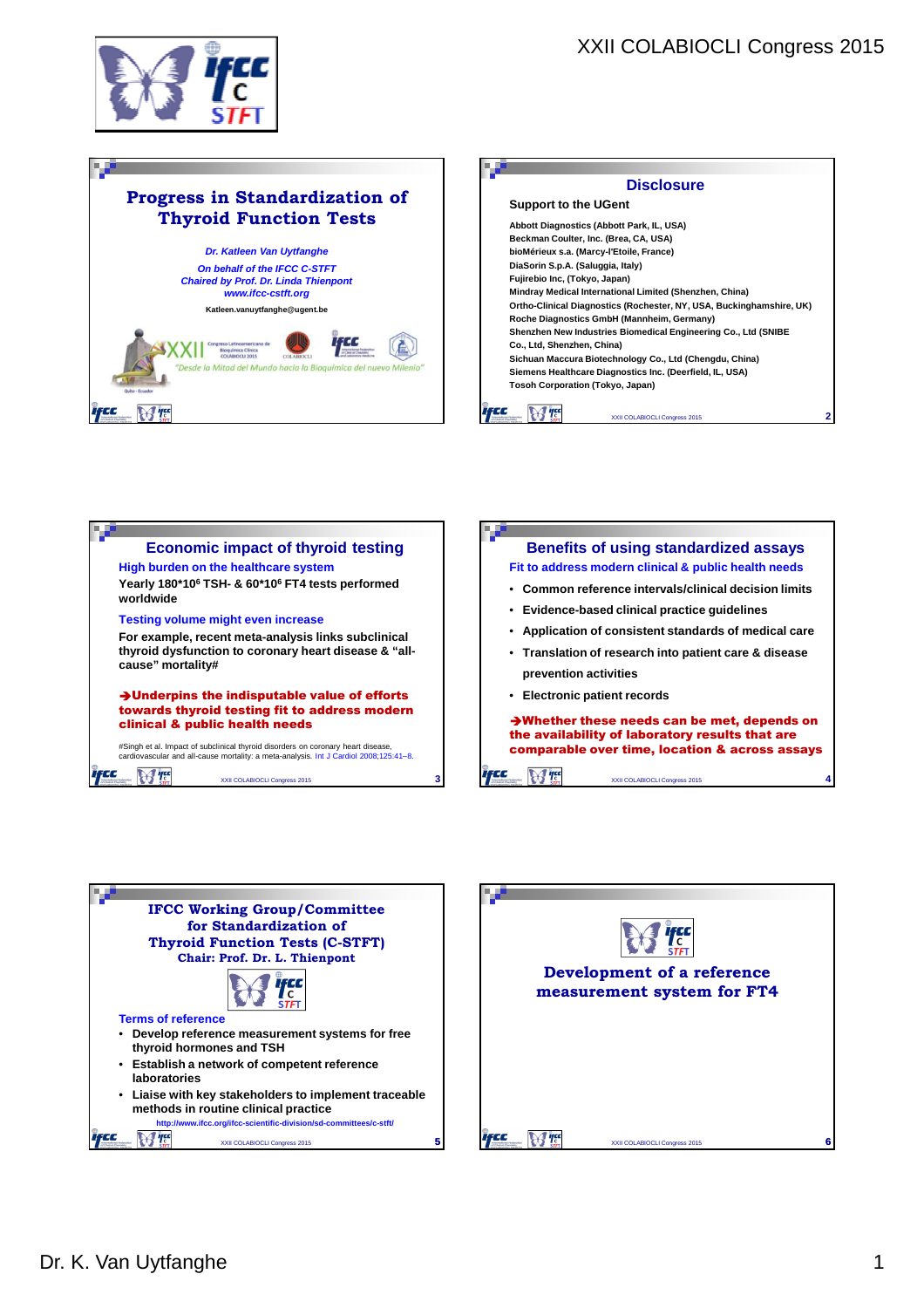# Progress in Standardization of Thyroid Function Tests

*Dr. Katleen Van Uytfanghe*

*On behalf of the IFCC C-STFT*
*Chaired by Prof. Dr. Linda Thienpont*
*www.ifcc-cstft.org*

Katleen.vanuytfanghe@ugent.be

XXII Congreso Latinoamericano de Bioquímica Clínica COLABIOCLI 2015

"Desde la Mitad del Mundo hacia la Bioquímica del nuevo Milenio"

Quito - Ecuador

## Disclosure

**Support to the UGent**

- Abbott Diagnostics (Abbott Park, IL, USA)
- Beckman Coulter, Inc. (Brea, CA, USA)
- bioMérieux s.a. (Marcy-l'Etoile, France)
- DiaSorin S.p.A. (Saluggia, Italy)
- Fujirebio Inc, (Tokyo, Japan)
- Mindray Medical International Limited (Shenzhen, China)
- Ortho-Clinical Diagnostics (Rochester, NY, USA, Buckinghamshire, UK)
- Roche Diagnostics GmbH (Mannheim, Germany)
- Shenzhen New Industries Biomedical Engineering Co., Ltd (SNIBE Co., Ltd, Shenzhen, China)
- Sichuan Maccura Biotechnology Co., Ltd (Chengdu, China)
- Siemens Healthcare Diagnostics Inc. (Deerfield, IL, USA)
- Tosoh Corporation (Tokyo, Japan)

## Economic impact of thyroid testing

**High burden on the healthcare system**

Yearly 180\*10[6] TSH- & 60\*10[6] FT4 tests performed worldwide

**Testing volume might even increase**

For example, recent meta-analysis links subclinical thyroid dysfunction to coronary heart disease & "all-cause" mortality#

**➔Underpins the indisputable value of efforts towards thyroid testing fit to address modern clinical & public health needs**

#Singh et al. Impact of subclinical thyroid disorders on coronary heart disease, cardiovascular and all-cause mortality: a meta-analysis. Int J Cardiol 2008;125:41–8.

## Benefits of using standardized assays

**Fit to address modern clinical & public health needs**

- Common reference intervals/clinical decision limits
- Evidence-based clinical practice guidelines
- Application of consistent standards of medical care
- Translation of research into patient care & disease prevention activities
- Electronic patient records

**➔Whether these needs can be met, depends on the availability of laboratory results that are comparable over time, location & across assays**

## IFCC Working Group/Committee for Standardization of Thyroid Function Tests (C-STFT)

**Chair: Prof. Dr. L. Thienpont**

**Terms of reference**

- Develop reference measurement systems for free thyroid hormones and TSH
- Establish a network of competent reference laboratories
- Liaise with key stakeholders to implement traceable methods in routine clinical practice

http://www.ifcc.org/ifcc-scientific-division/sd-committees/c-stft/

## Development of a reference measurement system for FT4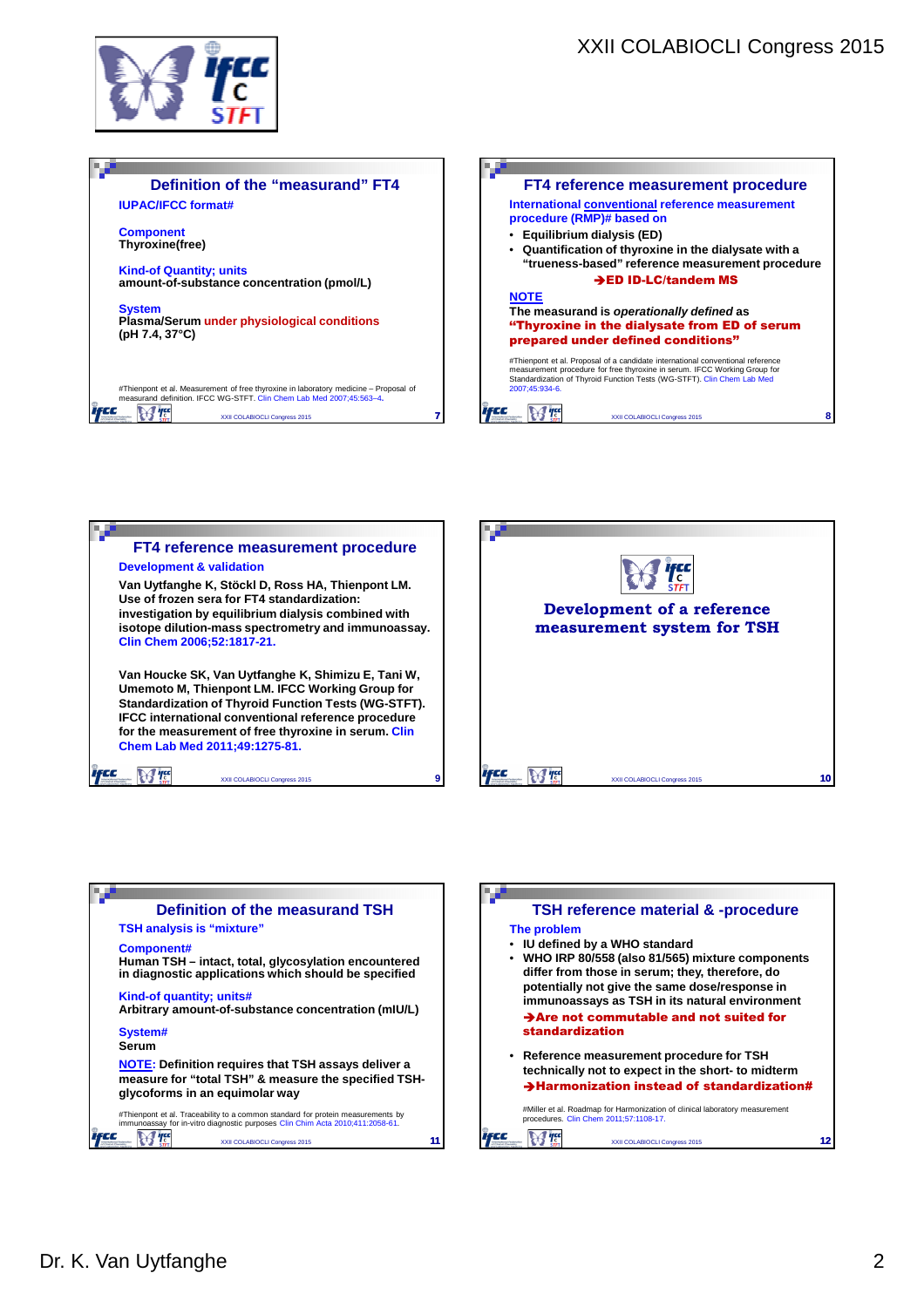## Definition of the "measurand" FT4

**IUPAC/IFCC format#**

**Component**
**Thyroxine(free)**

**Kind-of Quantity; units**
**amount-of-substance concentration (pmol/L)**

**System**
**Plasma/Serum under physiological conditions (pH 7.4, 37°C)**

#Thienpont et al. Measurement of free thyroxine in laboratory medicine – Proposal of measurand definition. IFCC WG-STFT. Clin Chem Lab Med 2007;45:563–4.

## FT4 reference measurement procedure

**International conventional reference measurement procedure (RMP)# based on**

- **Equilibrium dialysis (ED)**
- **Quantification of thyroxine in the dialysate with a "trueness-based" reference measurement procedure**

**→ED ID-LC/tandem MS**

**NOTE**

**The measurand is *operationally defined* as "Thyroxine in the dialysate from ED of serum prepared under defined conditions"**

#Thienpont et al. Proposal of a candidate international conventional reference measurement procedure for free thyroxine in serum. IFCC Working Group for Standardization of Thyroid Function Tests (WG-STFT). Clin Chem Lab Med 2007;45:934-6.

## FT4 reference measurement procedure

**Development & validation**

**Van Uytfanghe K, Stöckl D, Ross HA, Thienpont LM. Use of frozen sera for FT4 standardization: investigation by equilibrium dialysis combined with isotope dilution-mass spectrometry and immunoassay. Clin Chem 2006;52:1817-21.**

**Van Houcke SK, Van Uytfanghe K, Shimizu E, Tani W, Umemoto M, Thienpont LM. IFCC Working Group for Standardization of Thyroid Function Tests (WG-STFT). IFCC international conventional reference procedure for the measurement of free thyroxine in serum. Clin Chem Lab Med 2011;49:1275-81.**

## Development of a reference measurement system for TSH

## Definition of the measurand TSH

**TSH analysis is "mixture"**

**Component#**
**Human TSH – intact, total, glycosylation encountered in diagnostic applications which should be specified**

**Kind-of quantity; units#**
**Arbitrary amount-of-substance concentration (mIU/L)**

**System#**
**Serum**

**NOTE: Definition requires that TSH assays deliver a measure for "total TSH" & measure the specified TSH-glycoforms in an equimolar way**

#Thienpont et al. Traceability to a common standard for protein measurements by immunoassay for in-vitro diagnostic purposes Clin Chim Acta 2010;411:2058-61.

## TSH reference material & -procedure

**The problem**

- **IU defined by a WHO standard**
- **WHO IRP 80/558 (also 81/565) mixture components differ from those in serum; they, therefore, do potentially not give the same dose/response in immunoassays as TSH in its natural environment**

  **→Are not commutable and not suited for standardization**

- **Reference measurement procedure for TSH technically not to expect in the short- to midterm**

  **→Harmonization instead of standardization#**

#Miller et al. Roadmap for Harmonization of clinical laboratory measurement procedures. Clin Chem 2011;57:1108-17.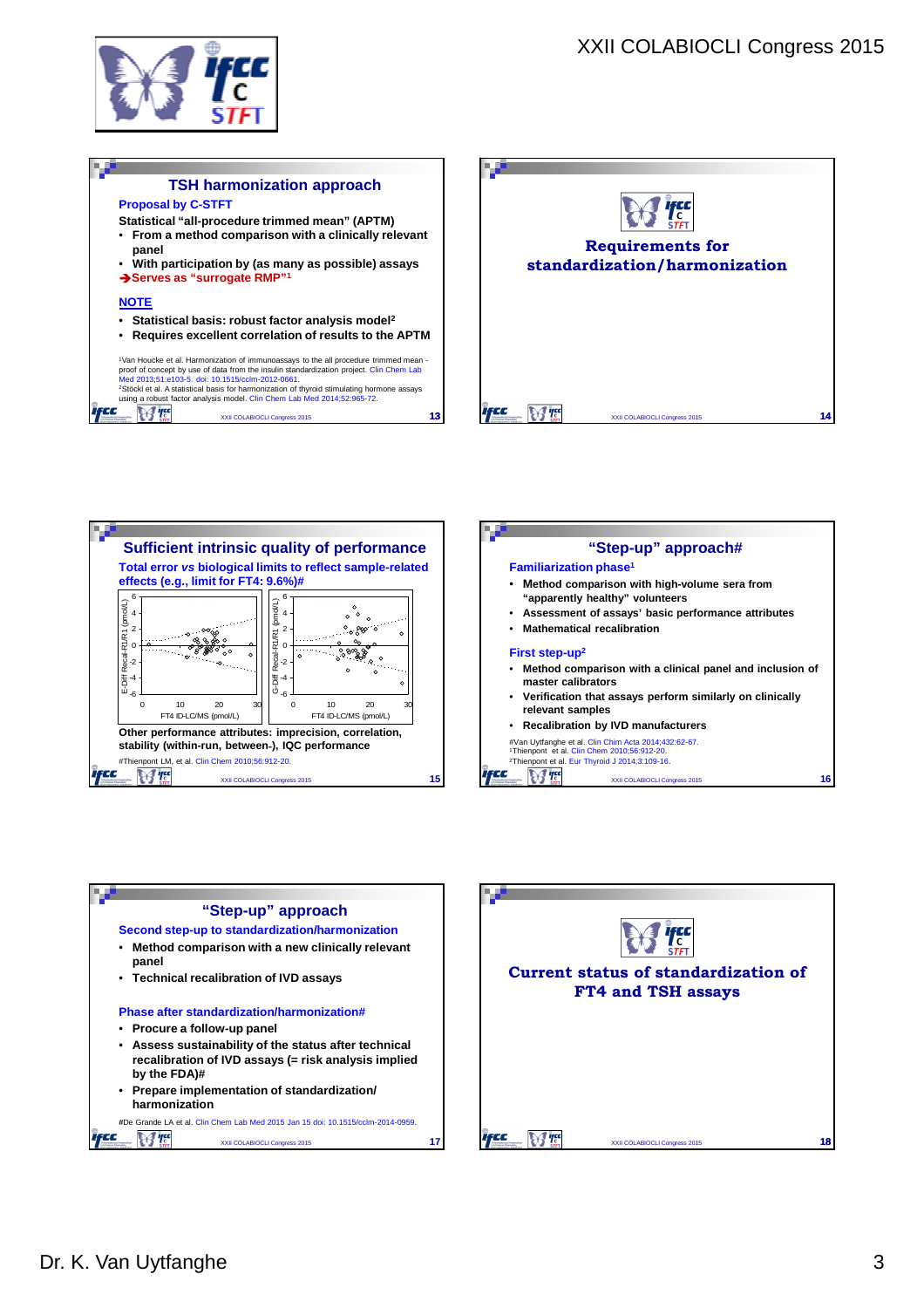## TSH harmonization approach

**Proposal by C-STFT**

**Statistical "all-procedure trimmed mean" (APTM)**

- **From a method comparison with a clinically relevant panel**
- **With participation by (as many as possible) assays**

**➔Serves as "surrogate RMP"[1]**

**NOTE**

- **Statistical basis: robust factor analysis model[2]**
- **Requires excellent correlation of results to the APTM**

[1]Van Houcke et al. Harmonization of immunoassays to the all procedure trimmed mean - proof of concept by use of data from the insulin standardization project. Clin Chem Lab Med 2013;51:e103-5. doi: 10.1515/cclm-2012-0661.
[2]Stöckl et al. A statistical basis for harmonization of thyroid stimulating hormone assays using a robust factor analysis model. Clin Chem Lab Med 2014;52:965-72.

## Requirements for standardization/harmonization

## Sufficient intrinsic quality of performance

**Total error *vs* biological limits to reflect sample-related effects (e.g., limit for FT4: 9.6%)#**

E-Diff Recal-R1/R1 (pmol/L) vs FT4 ID-LC/MS (pmol/L); G-Diff Recal-R1/R1 (pmol/L) vs FT4 ID-LC/MS (pmol/L)

**Other performance attributes: imprecision, correlation, stability (within-run, between-), IQC performance**

#Thienpont LM, et al. Clin Chem 2010;56:912-20.

## "Step-up" approach#

**Familiarization phase[1]**

- **Method comparison with high-volume sera from "apparently healthy" volunteers**
- **Assessment of assays' basic performance attributes**
- **Mathematical recalibration**

**First step-up[2]**

- **Method comparison with a clinical panel and inclusion of master calibrators**
- **Verification that assays perform similarly on clinically relevant samples**
- **Recalibration by IVD manufacturers**

#Van Uytfanghe et al. Clin Chim Acta 2014;432:62-67.
[1]Thienpont et al. Clin Chem 2010;56:912-20.
[2]Thienpont et al. Eur Thyroid J 2014;3:109-16.

## "Step-up" approach

**Second step-up to standardization/harmonization**

- **Method comparison with a new clinically relevant panel**
- **Technical recalibration of IVD assays**

**Phase after standardization/harmonization#**

- **Procure a follow-up panel**
- **Assess sustainability of the status after technical recalibration of IVD assays (= risk analysis implied by the FDA)#**
- **Prepare implementation of standardization/ harmonization**

#De Grande LA et al. Clin Chem Lab Med 2015 Jan 15 doi: 10.1515/cclm-2014-0959.

## Current status of standardization of FT4 and TSH assays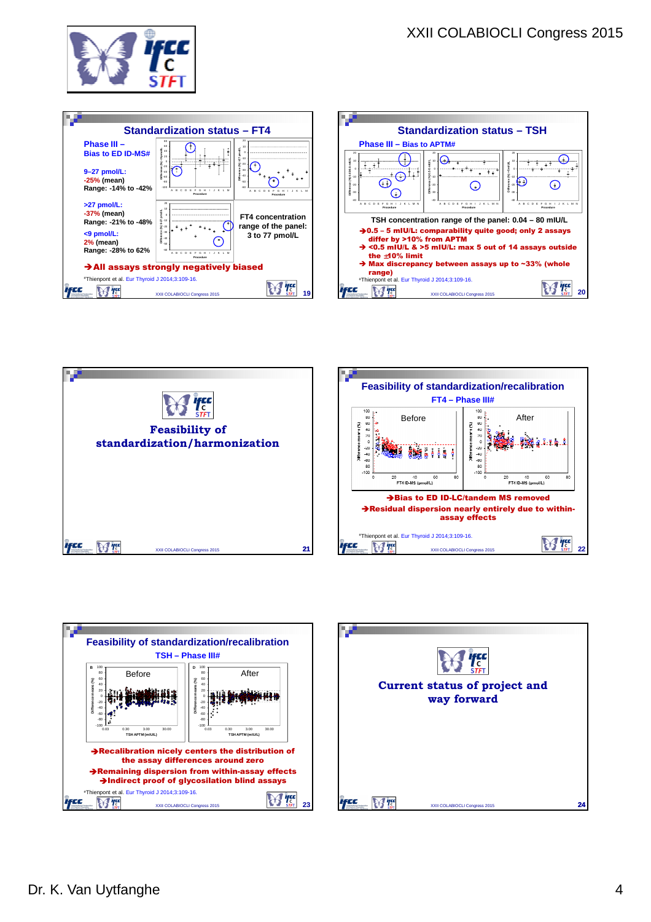## Standardization status – FT4

**Phase III – Bias to ED ID-MS#**

9–27 pmol/L:
-25% (mean)
Range: -14% to -42%

>27 pmol/L:
-37% (mean)
Range: -21% to -48%

<9 pmol/L:
2% (mean)
Range: -28% to 62%

FT4 concentration range of the panel: 3 to 77 pmol/L

➔**All assays strongly negatively biased**

#Thienpont et al. Eur Thyroid J 2014;3:109-16.

## Standardization status – TSH

**Phase III – Bias to APTM#**

TSH concentration range of the panel: 0.04 – 80 mIU/L

- ➔**0.5 – 5 mIU/L: comparability quite good; only 2 assays differ by >10% from APTM**
- ➔ **<0.5 mIU/L & >5 mIU/L: max 5 out of 14 assays outside the ±10% limit**
- ➔ **Max discrepancy between assays up to ~33% (whole range)**

#Thienpont et al. Eur Thyroid J 2014;3:109-16.

## Feasibility of standardization/harmonization

## Feasibility of standardization/recalibration

**FT4 – Phase III#**

Before | After

➔**Bias to ED ID-LC/tandem MS removed**

➔**Residual dispersion nearly entirely due to within-assay effects**

#Thienpont et al. Eur Thyroid J 2014;3:109-16.

## Feasibility of standardization/recalibration

**TSH – Phase III#**

Before | After

➔**Recalibration nicely centers the distribution of the assay differences around zero**

➔**Remaining dispersion from within-assay effects**

➔**Indirect proof of glycosilation blind assays**

#Thienpont et al. Eur Thyroid J 2014;3:109-16.

## Current status of project and way forward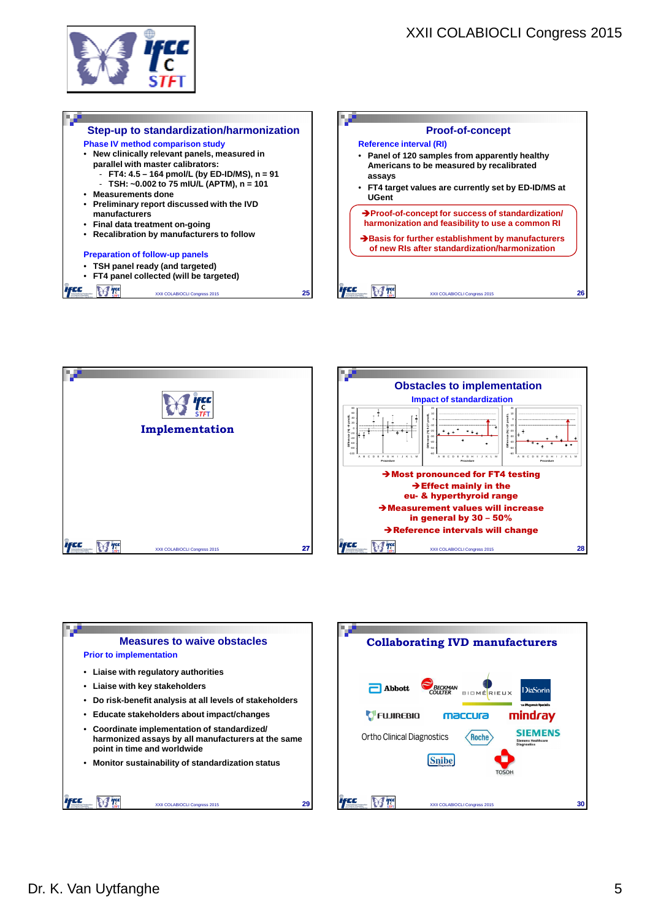## Step-up to standardization/harmonization

**Phase IV method comparison study**

- New clinically relevant panels, measured in parallel with master calibrators:
  - FT4: 4.5 – 164 pmol/L (by ED-ID/MS), n = 91
  - TSH: ~0.002 to 75 mIU/L (APTM), n = 101
- Measurements done
- Preliminary report discussed with the IVD manufacturers
- Final data treatment on-going
- Recalibration by manufacturers to follow

**Preparation of follow-up panels**

- TSH panel ready (and targeted)
- FT4 panel collected (will be targeted)

## Proof-of-concept

**Reference interval (RI)**

- Panel of 120 samples from apparently healthy Americans to be measured by recalibrated assays
- FT4 target values are currently set by ED-ID/MS at UGent

→Proof-of-concept for success of standardization/ harmonization and feasibility to use a common RI

→Basis for further establishment by manufacturers of new RIs after standardization/harmonization

## Implementation

## Obstacles to implementation

**Impact of standardization**

Procedure

Procedure

Procedure

→Most pronounced for FT4 testing

→Effect mainly in the eu- & hyperthyroid range

→Measurement values will increase in general by 30 – 50%

→Reference intervals will change

## Measures to waive obstacles

**Prior to implementation**

- Liaise with regulatory authorities
- Liaise with key stakeholders
- Do risk-benefit analysis at all levels of stakeholders
- Educate stakeholders about impact/changes
- Coordinate implementation of standardized/ harmonized assays by all manufacturers at the same point in time and worldwide
- Monitor sustainability of standardization status

## Collaborating IVD manufacturers

Abbott, Beckman Coulter, bioMérieux, DiaSorin, Fujirebio, maccura, mindray, Ortho Clinical Diagnostics, Roche, Siemens, Snibe, Tosoh